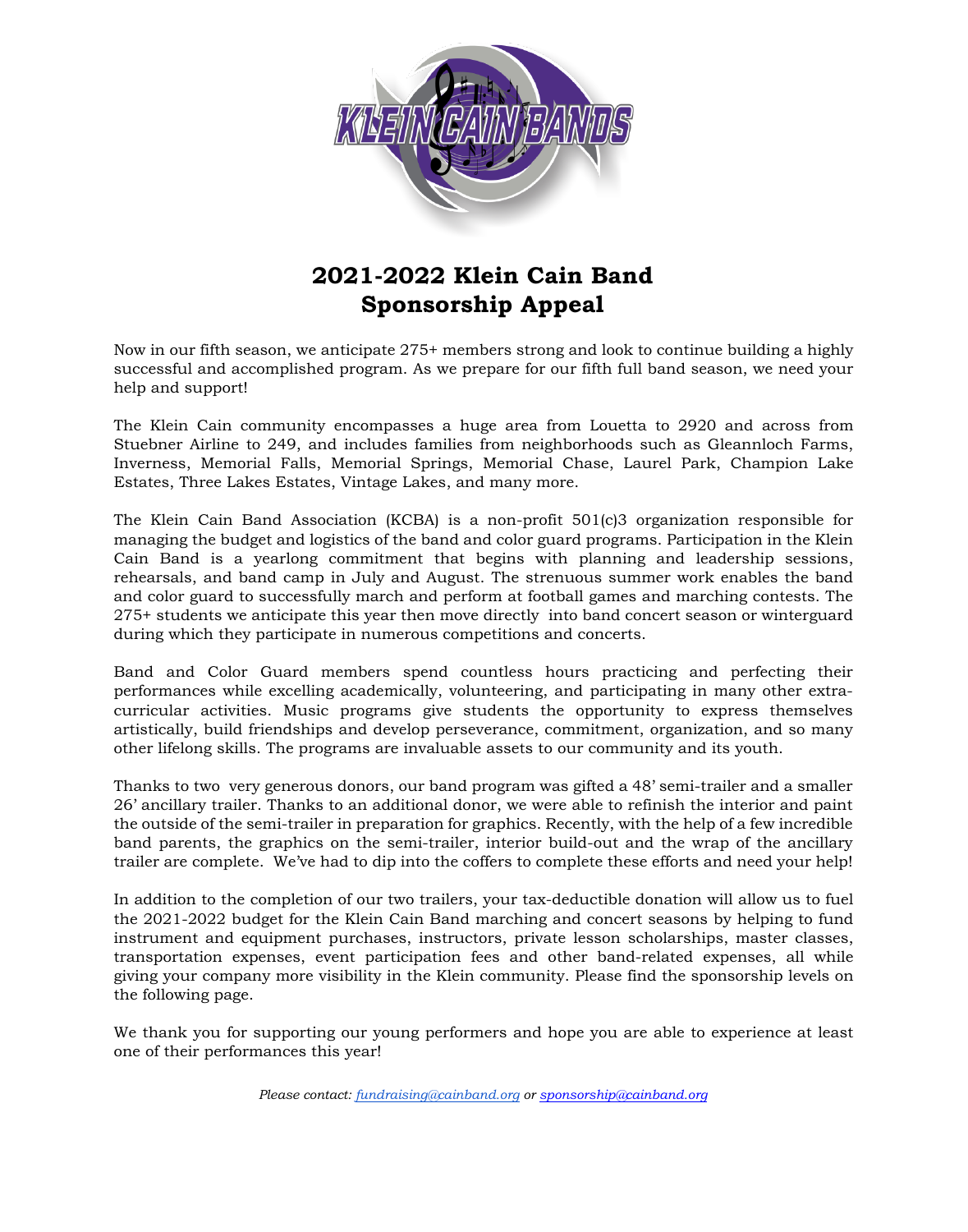# 2021-2022 Klein Cain Band Sponsorship Appeal

Now in our fifth season, we anticipate 275+ members strong and look to continue building a highly successful and accomplished program. As we prepare for our fifth full band season, we need your help and support!

The Klein Cain community encompasses a huge area from Louetta to 2920 and across from Stuebner Airline to 249, and includes families from neighborhoods such as Gleannloch Farms, Inverness, Memorial Falls, Memorial Springs, Memorial Chase, Laurel Park, Champion Lake Estates, Three Lakes Estates, Vintage Lakes, and many more.

The Klein Cain Band Association (KCBA) is a non-profit 501(c)3 organization responsible for managing the budget and logistics of the band and color guard programs. Participation in the Klein Cain Band is a yearlong commitment that begins with planning and leadership sessions, rehearsals, and band camp in July and August. The strenuous summer work enables the band and color guard to successfully march and perform at football games and marching contests. The 275+ students we anticipate this year then move directly into band concert season or winterguard during which they participate in numerous competitions and concerts.

Band and Color Guard members spend countless hours practicing and perfecting their performances while excelling academically, volunteering, and participating in many other extra-curricular activities. Music programs give students the opportunity to express themselves artistically, build friendships and develop perseverance, commitment, organization, and so many other lifelong skills. The programs are invaluable assets to our community and its youth.

Thanks to two very generous donors, our band program was gifted a 48' semi-trailer and a smaller 26' ancillary trailer. Thanks to an additional donor, we were able to refinish the interior and paint the outside of the semi-trailer in preparation for graphics. Recently, with the help of a few incredible band parents, the graphics on the semi-trailer, interior build-out and the wrap of the ancillary trailer are complete. We've had to dip into the coffers to complete these efforts and need your help!

In addition to the completion of our two trailers, your tax-deductible donation will allow us to fuel the 2021-2022 budget for the Klein Cain Band marching and concert seasons by helping to fund instrument and equipment purchases, instructors, private lesson scholarships, master classes, transportation expenses, event participation fees and other band-related expenses, all while giving your company more visibility in the Klein community. Please find the sponsorship levels on the following page.

We thank you for supporting our young performers and hope you are able to experience at least one of their performances this year!

*Please contact: fundraising@cainband.org or sponsorship@cainband.org*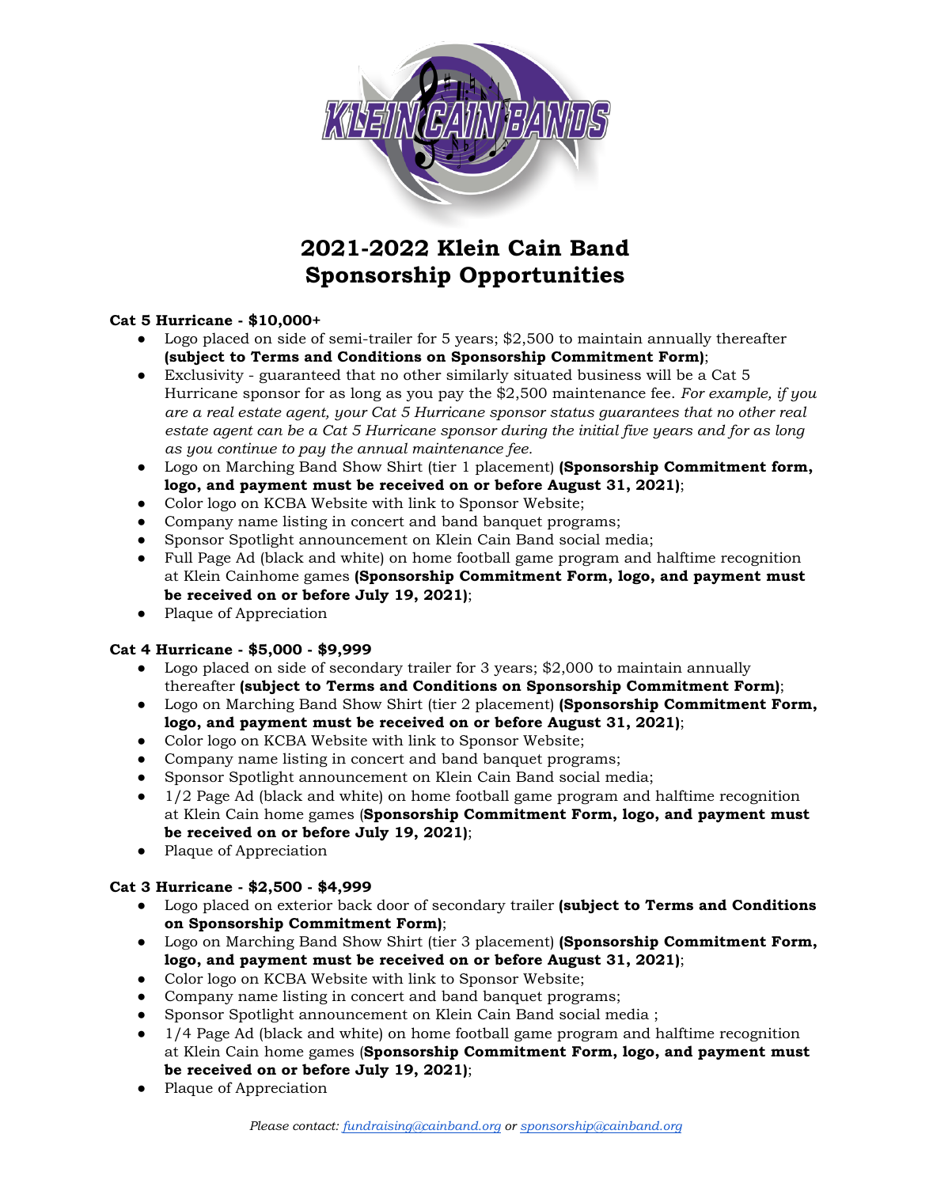# 2021-2022 Klein Cain Band Sponsorship Opportunities

### Cat 5 Hurricane - $10,000+

- Logo placed on side of semi-trailer for 5 years; $2,500 to maintain annually thereafter **(subject to Terms and Conditions on Sponsorship Commitment Form)**;
- Exclusivity - guaranteed that no other similarly situated business will be a Cat 5 Hurricane sponsor for as long as you pay the $2,500 maintenance fee. *For example, if you are a real estate agent, your Cat 5 Hurricane sponsor status guarantees that no other real estate agent can be a Cat 5 Hurricane sponsor during the initial five years and for as long as you continue to pay the annual maintenance fee.*
- Logo on Marching Band Show Shirt (tier 1 placement) **(Sponsorship Commitment form, logo, and payment must be received on or before August 31, 2021)**;
- Color logo on KCBA Website with link to Sponsor Website;
- Company name listing in concert and band banquet programs;
- Sponsor Spotlight announcement on Klein Cain Band social media;
- Full Page Ad (black and white) on home football game program and halftime recognition at Klein Cainhome games **(Sponsorship Commitment Form, logo, and payment must be received on or before July 19, 2021)**;
- Plaque of Appreciation

### Cat 4 Hurricane - $5,000 - $9,999

- Logo placed on side of secondary trailer for 3 years; $2,000 to maintain annually thereafter **(subject to Terms and Conditions on Sponsorship Commitment Form)**;
- Logo on Marching Band Show Shirt (tier 2 placement) **(Sponsorship Commitment Form, logo, and payment must be received on or before August 31, 2021)**;
- Color logo on KCBA Website with link to Sponsor Website;
- Company name listing in concert and band banquet programs;
- Sponsor Spotlight announcement on Klein Cain Band social media;
- 1/2 Page Ad (black and white) on home football game program and halftime recognition at Klein Cain home games (**Sponsorship Commitment Form, logo, and payment must be received on or before July 19, 2021)**;
- Plaque of Appreciation

### Cat 3 Hurricane - $2,500 - $4,999

- Logo placed on exterior back door of secondary trailer **(subject to Terms and Conditions on Sponsorship Commitment Form)**;
- Logo on Marching Band Show Shirt (tier 3 placement) **(Sponsorship Commitment Form, logo, and payment must be received on or before August 31, 2021)**;
- Color logo on KCBA Website with link to Sponsor Website;
- Company name listing in concert and band banquet programs;
- Sponsor Spotlight announcement on Klein Cain Band social media ;
- 1/4 Page Ad (black and white) on home football game program and halftime recognition at Klein Cain home games (**Sponsorship Commitment Form, logo, and payment must be received on or before July 19, 2021)**;
- Plaque of Appreciation

*Please contact: fundraising@cainband.org or sponsorship@cainband.org*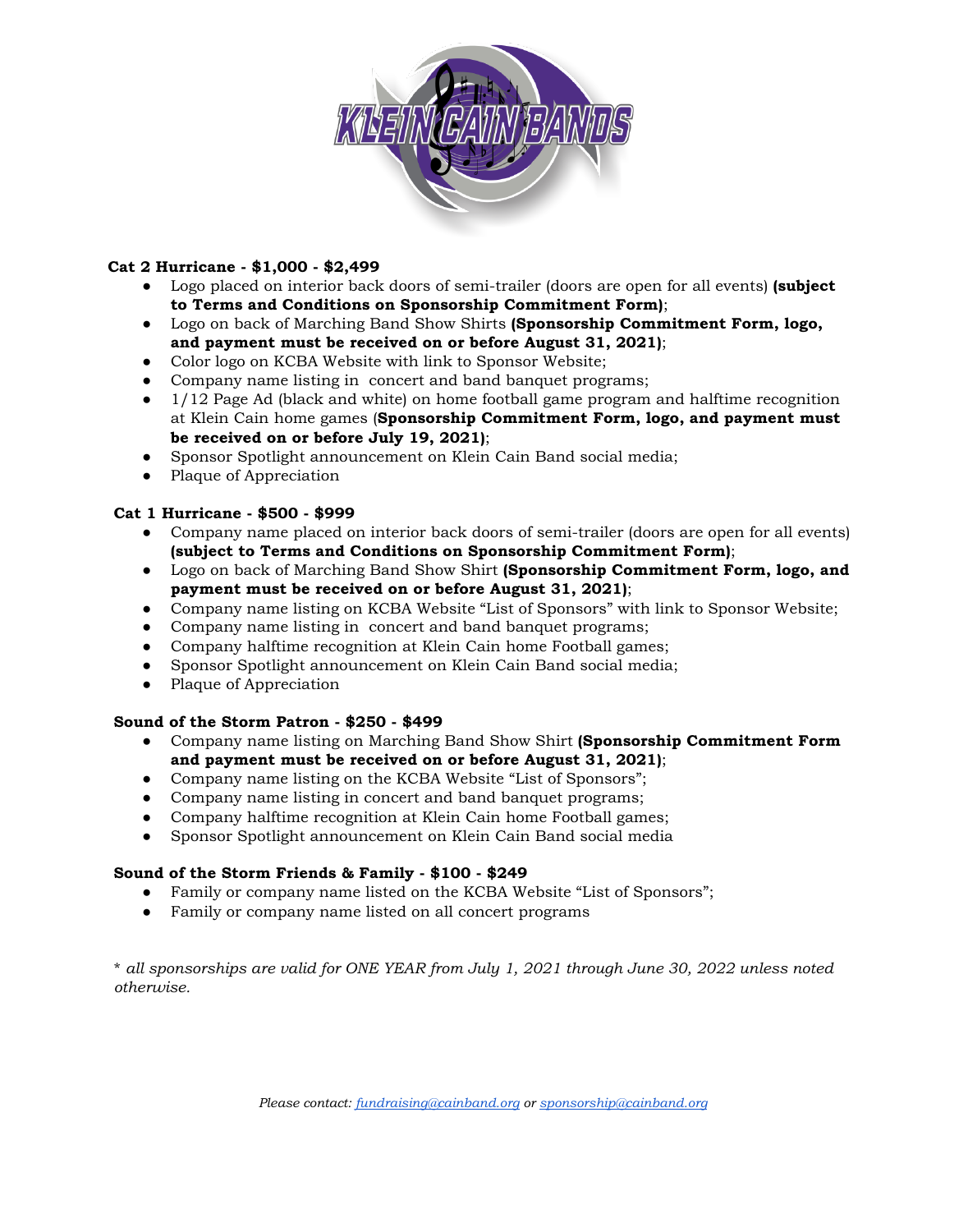**Cat 2 Hurricane - $1,000 - $2,499**

- Logo placed on interior back doors of semi-trailer (doors are open for all events) **(subject to Terms and Conditions on Sponsorship Commitment Form)**;
- Logo on back of Marching Band Show Shirts **(Sponsorship Commitment Form, logo, and payment must be received on or before August 31, 2021)**;
- Color logo on KCBA Website with link to Sponsor Website;
- Company name listing in concert and band banquet programs;
- 1/12 Page Ad (black and white) on home football game program and halftime recognition at Klein Cain home games (**Sponsorship Commitment Form, logo, and payment must be received on or before July 19, 2021)**;
- Sponsor Spotlight announcement on Klein Cain Band social media;
- Plaque of Appreciation

**Cat 1 Hurricane - $500 - $999**

- Company name placed on interior back doors of semi-trailer (doors are open for all events) **(subject to Terms and Conditions on Sponsorship Commitment Form)**;
- Logo on back of Marching Band Show Shirt **(Sponsorship Commitment Form, logo, and payment must be received on or before August 31, 2021)**;
- Company name listing on KCBA Website "List of Sponsors" with link to Sponsor Website;
- Company name listing in concert and band banquet programs;
- Company halftime recognition at Klein Cain home Football games;
- Sponsor Spotlight announcement on Klein Cain Band social media;
- Plaque of Appreciation

**Sound of the Storm Patron - $250 - $499**

- Company name listing on Marching Band Show Shirt **(Sponsorship Commitment Form and payment must be received on or before August 31, 2021)**;
- Company name listing on the KCBA Website "List of Sponsors";
- Company name listing in concert and band banquet programs;
- Company halftime recognition at Klein Cain home Football games;
- Sponsor Spotlight announcement on Klein Cain Band social media

**Sound of the Storm Friends & Family - $100 - $249**

- Family or company name listed on the KCBA Website "List of Sponsors";
- Family or company name listed on all concert programs

*\* all sponsorships are valid for ONE YEAR from July 1, 2021 through June 30, 2022 unless noted otherwise.*

*Please contact: fundraising@cainband.org or sponsorship@cainband.org*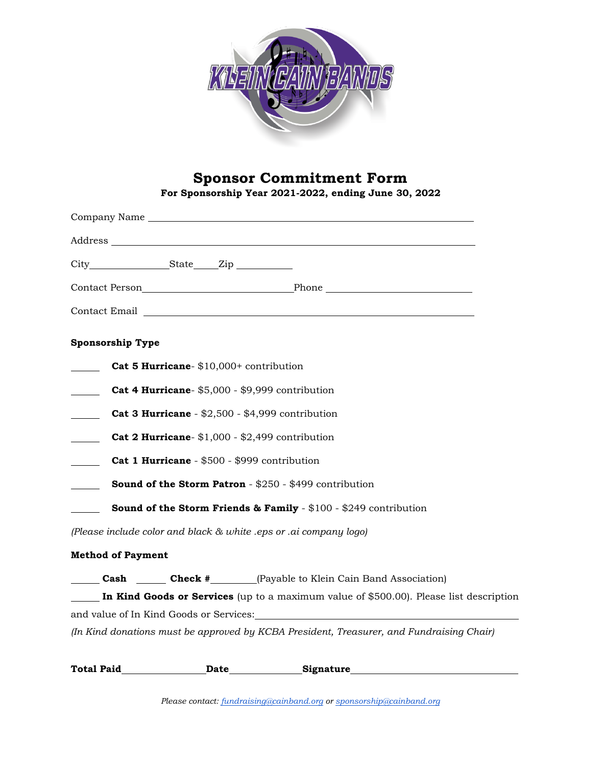# Sponsor Commitment Form

**For Sponsorship Year 2021-2022, ending June 30, 2022**

Company Name ______________________________________________

Address ______________________________________________

City ____________ State ____ Zip ________

Contact Person ______________________ Phone ____________________

Contact Email ______________________________________________

**Sponsorship Type**

_____ **Cat 5 Hurricane**- $10,000+ contribution

_____ **Cat 4 Hurricane**- $5,000 - $9,999 contribution

_____ **Cat 3 Hurricane** - $2,500 - $4,999 contribution

_____ **Cat 2 Hurricane**- $1,000 - $2,499 contribution

_____ **Cat 1 Hurricane** - $500 - $999 contribution

_____ **Sound of the Storm Patron** - $250 - $499 contribution

_____ **Sound of the Storm Friends & Family** - $100 - $249 contribution

*(Please include color and black & white .eps or .ai company logo)*

**Method of Payment**

_____ **Cash** _____ **Check #**________(Payable to Klein Cain Band Association)

_____ **In Kind Goods or Services** (up to a maximum value of $500.00). Please list description and value of In Kind Goods or Services:______________________________________

*(In Kind donations must be approved by KCBA President, Treasurer, and Fundraising Chair)*

**Total Paid**______________ **Date**____________ **Signature**_____________________________

*Please contact: fundraising@cainband.org or sponsorship@cainband.org*